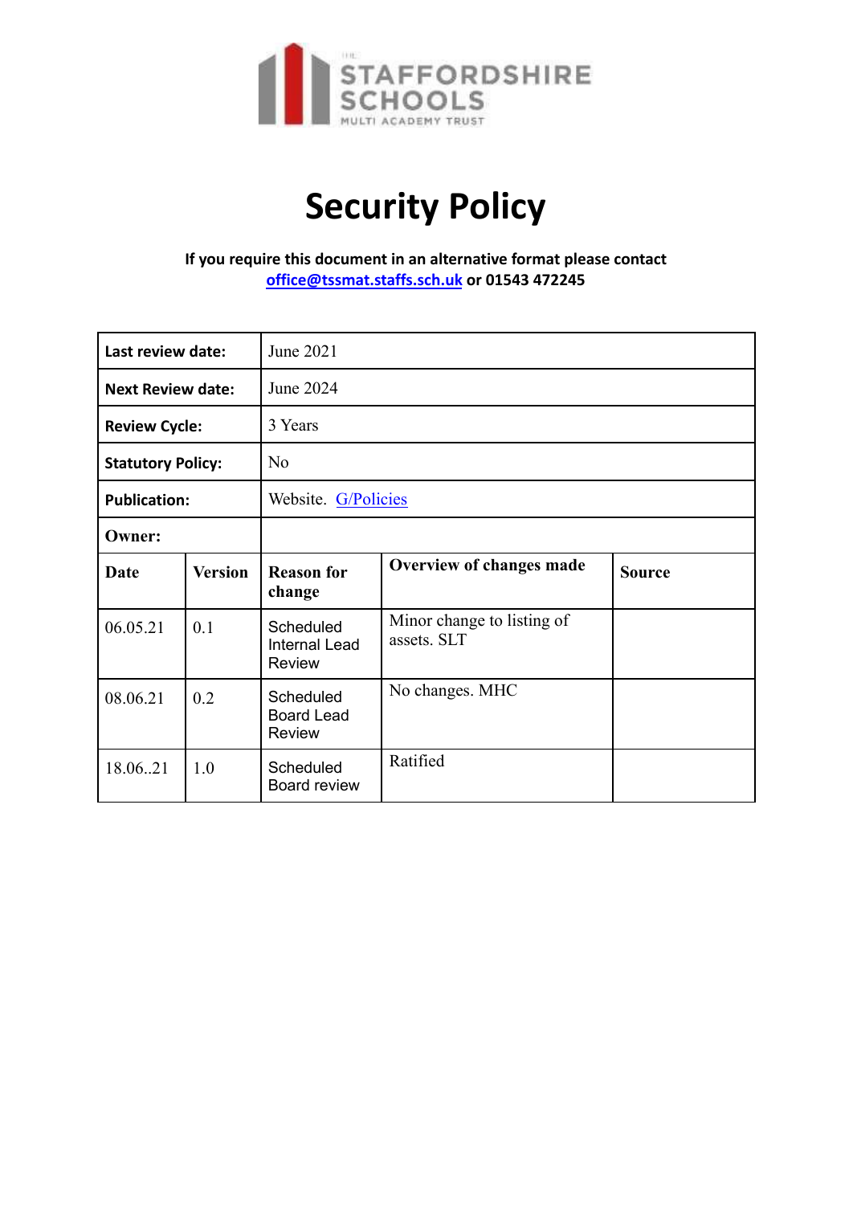THE STAFFORDSHIRE SCHOOLS MULTI ACADEMY TRUST

# Security Policy

**If you require this document in an alternative format please contact [office@tssmat.staffs.sch.uk](mailto:office@tssmat.staffs.sch.uk) or 01543 472245**

| | | | | |
|---|---|---|---|---|
| **Last review date:** | June 2021 | | | |
| **Next Review date:** | June 2024 | | | |
| **Review Cycle:** | 3 Years | | | |
| **Statutory Policy:** | No | | | |
| **Publication:** | Website. G/Policies | | | |
| **Owner:** | | | | |
| **Date** | **Version** | **Reason for change** | **Overview of changes made** | **Source** |
| 06.05.21 | 0.1 | Scheduled Internal Lead Review | Minor change to listing of assets. SLT | |
| 08.06.21 | 0.2 | Scheduled Board Lead Review | No changes. MHC | |
| 18.06..21 | 1.0 | Scheduled Board review | Ratified | |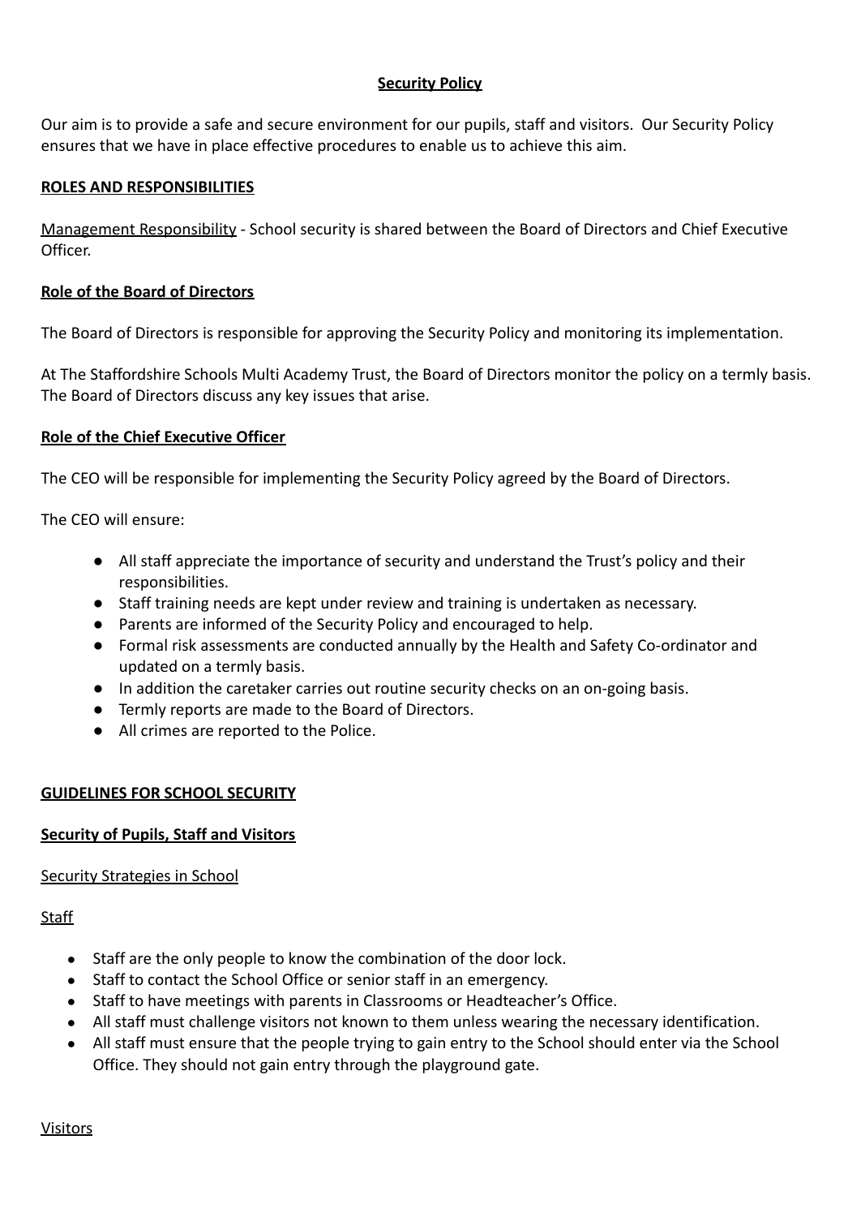**Security Policy**

Our aim is to provide a safe and secure environment for our pupils, staff and visitors. Our Security Policy ensures that we have in place effective procedures to enable us to achieve this aim.

**ROLES AND RESPONSIBILITIES**

Management Responsibility - School security is shared between the Board of Directors and Chief Executive Officer.

**Role of the Board of Directors**

The Board of Directors is responsible for approving the Security Policy and monitoring its implementation.

At The Staffordshire Schools Multi Academy Trust, the Board of Directors monitor the policy on a termly basis. The Board of Directors discuss any key issues that arise.

**Role of the Chief Executive Officer**

The CEO will be responsible for implementing the Security Policy agreed by the Board of Directors.

The CEO will ensure:

- All staff appreciate the importance of security and understand the Trust's policy and their responsibilities.
- Staff training needs are kept under review and training is undertaken as necessary.
- Parents are informed of the Security Policy and encouraged to help.
- Formal risk assessments are conducted annually by the Health and Safety Co-ordinator and updated on a termly basis.
- In addition the caretaker carries out routine security checks on an on-going basis.
- Termly reports are made to the Board of Directors.
- All crimes are reported to the Police.

**GUIDELINES FOR SCHOOL SECURITY**

**Security of Pupils, Staff and Visitors**

Security Strategies in School

Staff

- Staff are the only people to know the combination of the door lock.
- Staff to contact the School Office or senior staff in an emergency.
- Staff to have meetings with parents in Classrooms or Headteacher's Office.
- All staff must challenge visitors not known to them unless wearing the necessary identification.
- All staff must ensure that the people trying to gain entry to the School should enter via the School Office. They should not gain entry through the playground gate.

Visitors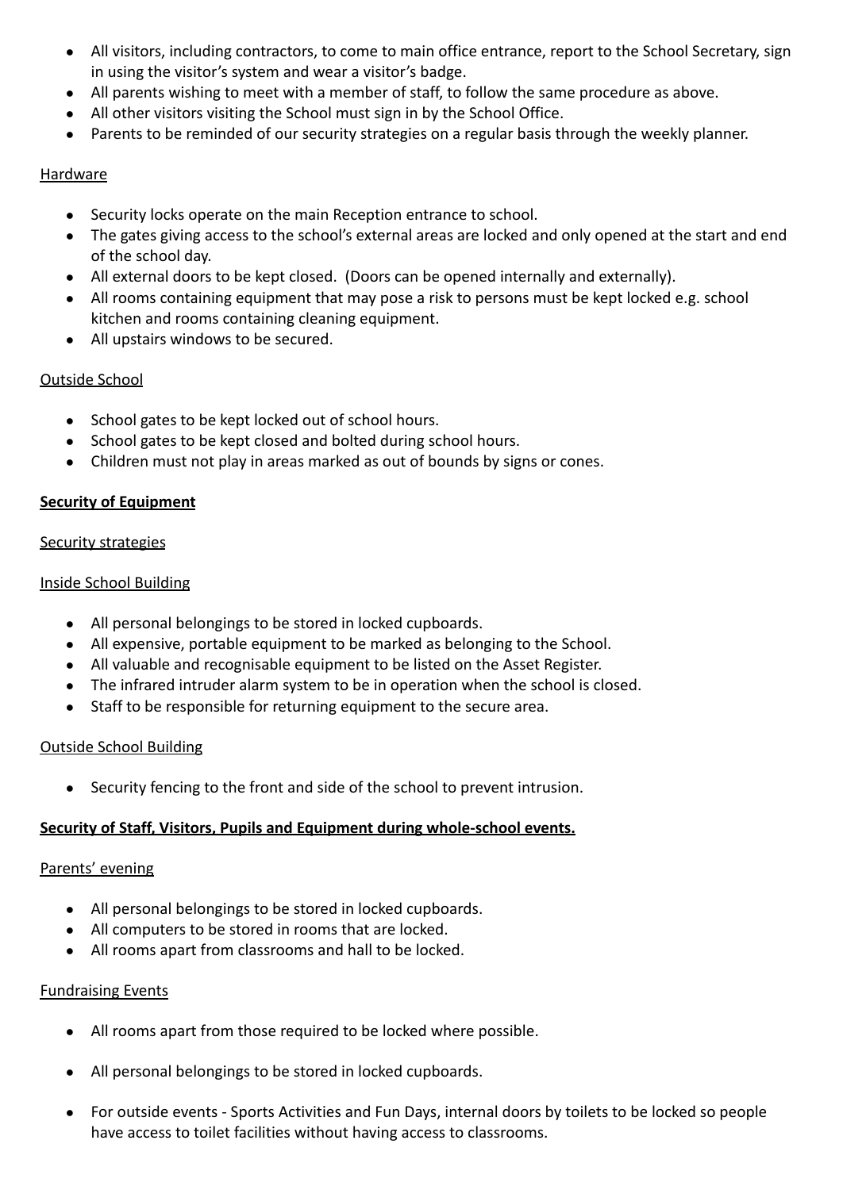- All visitors, including contractors, to come to main office entrance, report to the School Secretary, sign in using the visitor's system and wear a visitor's badge.
- All parents wishing to meet with a member of staff, to follow the same procedure as above.
- All other visitors visiting the School must sign in by the School Office.
- Parents to be reminded of our security strategies on a regular basis through the weekly planner.

Hardware

- Security locks operate on the main Reception entrance to school.
- The gates giving access to the school's external areas are locked and only opened at the start and end of the school day.
- All external doors to be kept closed. (Doors can be opened internally and externally).
- All rooms containing equipment that may pose a risk to persons must be kept locked e.g. school kitchen and rooms containing cleaning equipment.
- All upstairs windows to be secured.

Outside School

- School gates to be kept locked out of school hours.
- School gates to be kept closed and bolted during school hours.
- Children must not play in areas marked as out of bounds by signs or cones.

**Security of Equipment**

Security strategies

Inside School Building

- All personal belongings to be stored in locked cupboards.
- All expensive, portable equipment to be marked as belonging to the School.
- All valuable and recognisable equipment to be listed on the Asset Register.
- The infrared intruder alarm system to be in operation when the school is closed.
- Staff to be responsible for returning equipment to the secure area.

Outside School Building

- Security fencing to the front and side of the school to prevent intrusion.

**Security of Staff, Visitors, Pupils and Equipment during whole-school events.**

Parents' evening

- All personal belongings to be stored in locked cupboards.
- All computers to be stored in rooms that are locked.
- All rooms apart from classrooms and hall to be locked.

Fundraising Events

- All rooms apart from those required to be locked where possible.

- All personal belongings to be stored in locked cupboards.

- For outside events - Sports Activities and Fun Days, internal doors by toilets to be locked so people have access to toilet facilities without having access to classrooms.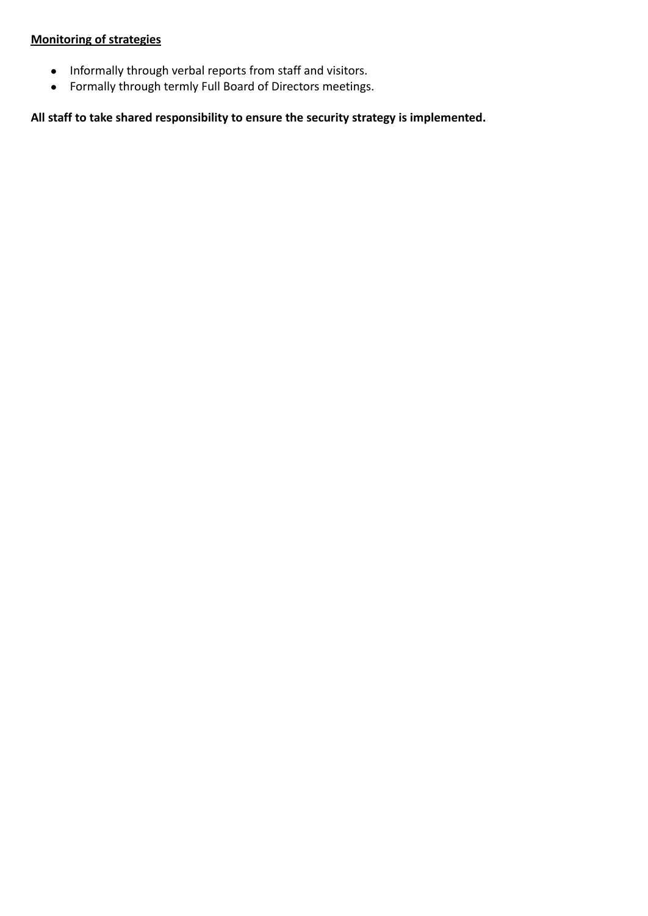**Monitoring of strategies**

- Informally through verbal reports from staff and visitors.
- Formally through termly Full Board of Directors meetings.

**All staff to take shared responsibility to ensure the security strategy is implemented.**